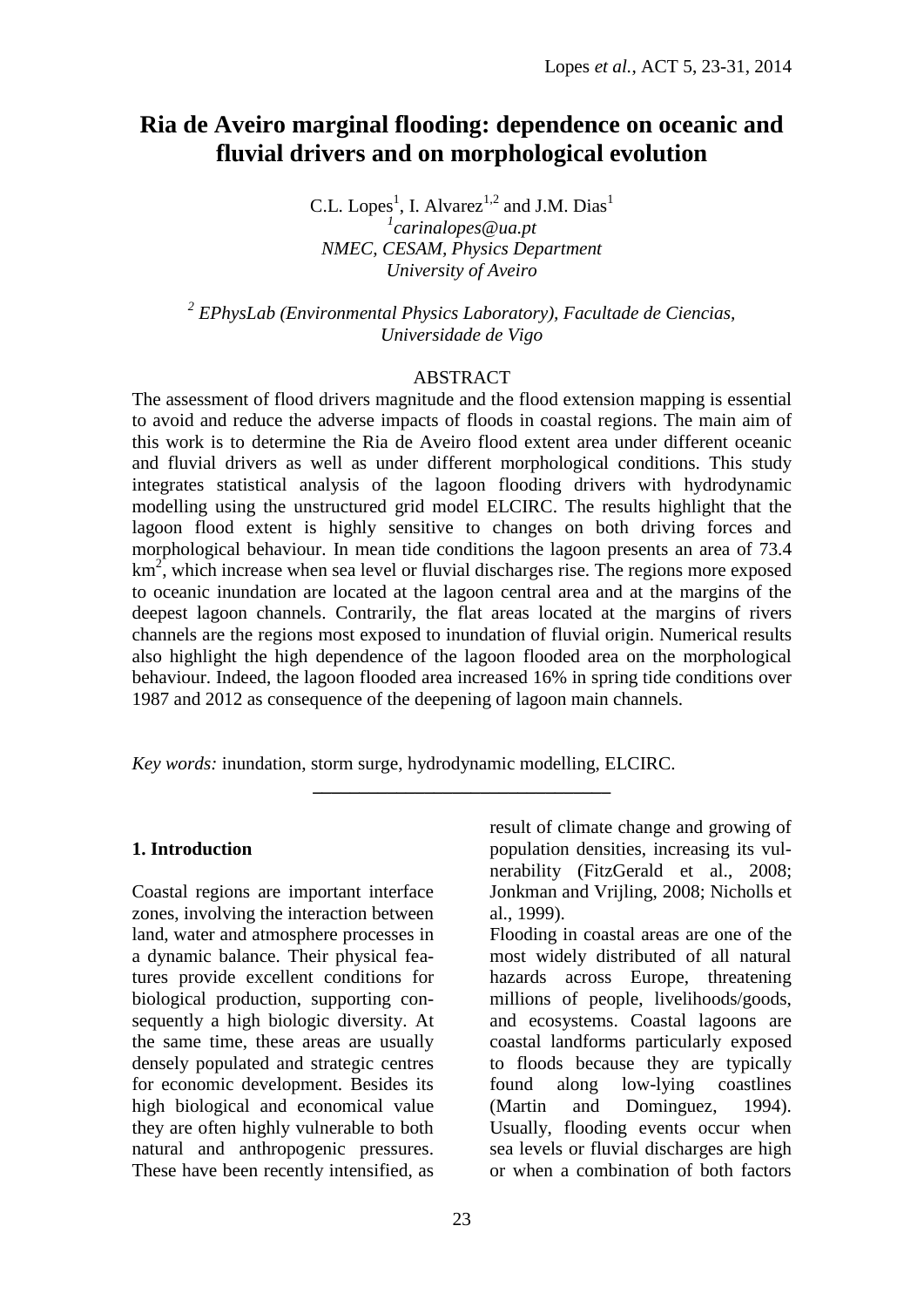# Ria de Aveiro marginal flooding: dependence on oceanic and fluvial drivers and on morphological evolution

C.L. Lopes[1], I. Alvarez[1,2] and J.M. Dias[1]

[1]*carinalopes@ua.pt*
*NMEC, CESAM, Physics Department*
*University of Aveiro*

[2] *EPhysLab (Environmental Physics Laboratory), Facultade de Ciencias, Universidade de Vigo*

## ABSTRACT

The assessment of flood drivers magnitude and the flood extension mapping is essential to avoid and reduce the adverse impacts of floods in coastal regions. The main aim of this work is to determine the Ria de Aveiro flood extent area under different oceanic and fluvial drivers as well as under different morphological conditions. This study integrates statistical analysis of the lagoon flooding drivers with hydrodynamic modelling using the unstructured grid model ELCIRC. The results highlight that the lagoon flood extent is highly sensitive to changes on both driving forces and morphological behaviour. In mean tide conditions the lagoon presents an area of 73.4 km$^2$, which increase when sea level or fluvial discharges rise. The regions more exposed to oceanic inundation are located at the lagoon central area and at the margins of the deepest lagoon channels. Contrarily, the flat areas located at the margins of rivers channels are the regions most exposed to inundation of fluvial origin. Numerical results also highlight the high dependence of the lagoon flooded area on the morphological behaviour. Indeed, the lagoon flooded area increased 16% in spring tide conditions over 1987 and 2012 as consequence of the deepening of lagoon main channels.

*Key words:* inundation, storm surge, hydrodynamic modelling, ELCIRC.

## 1. Introduction

Coastal regions are important interface zones, involving the interaction between land, water and atmosphere processes in a dynamic balance. Their physical features provide excellent conditions for biological production, supporting consequently a high biologic diversity. At the same time, these areas are usually densely populated and strategic centres for economic development. Besides its high biological and economical value they are often highly vulnerable to both natural and anthropogenic pressures. These have been recently intensified, as result of climate change and growing of population densities, increasing its vulnerability (FitzGerald et al., 2008; Jonkman and Vrijling, 2008; Nicholls et al., 1999).

Flooding in coastal areas are one of the most widely distributed of all natural hazards across Europe, threatening millions of people, livelihoods/goods, and ecosystems. Coastal lagoons are coastal landforms particularly exposed to floods because they are typically found along low-lying coastlines (Martin and Dominguez, 1994). Usually, flooding events occur when sea levels or fluvial discharges are high or when a combination of both factors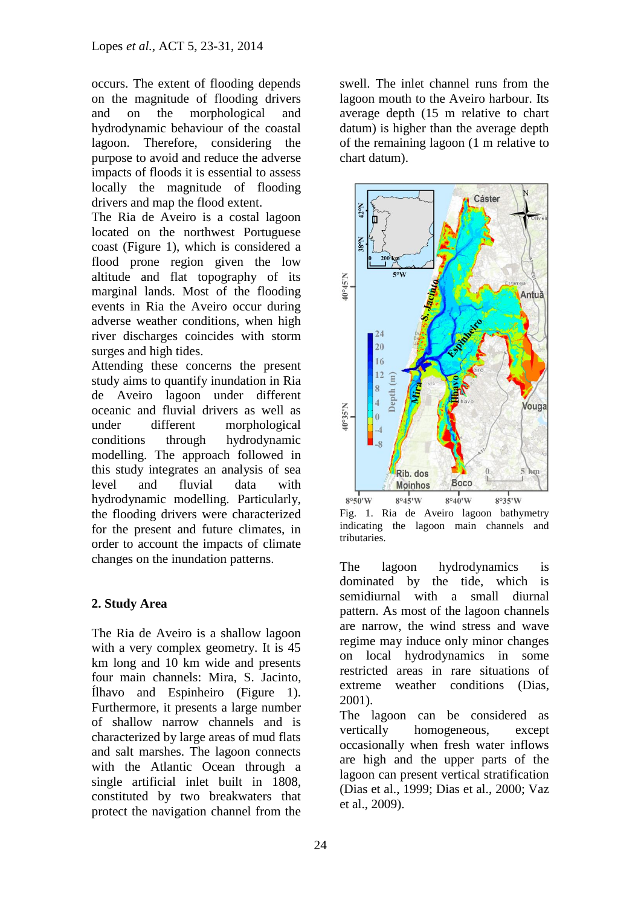occurs. The extent of flooding depends on the magnitude of flooding drivers and on the morphological and hydrodynamic behaviour of the coastal lagoon. Therefore, considering the purpose to avoid and reduce the adverse impacts of floods it is essential to assess locally the magnitude of flooding drivers and map the flood extent.

The Ria de Aveiro is a costal lagoon located on the northwest Portuguese coast (Figure 1), which is considered a flood prone region given the low altitude and flat topography of its marginal lands. Most of the flooding events in Ria the Aveiro occur during adverse weather conditions, when high river discharges coincides with storm surges and high tides.

Attending these concerns the present study aims to quantify inundation in Ria de Aveiro lagoon under different oceanic and fluvial drivers as well as under different morphological conditions through hydrodynamic modelling. The approach followed in this study integrates an analysis of sea level and fluvial data with hydrodynamic modelling. Particularly, the flooding drivers were characterized for the present and future climates, in order to account the impacts of climate changes on the inundation patterns.

## 2. Study Area

The Ria de Aveiro is a shallow lagoon with a very complex geometry. It is 45 km long and 10 km wide and presents four main channels: Mira, S. Jacinto, Ílhavo and Espinheiro (Figure 1). Furthermore, it presents a large number of shallow narrow channels and is characterized by large areas of mud flats and salt marshes. The lagoon connects with the Atlantic Ocean through a single artificial inlet built in 1808, constituted by two breakwaters that protect the navigation channel from the swell. The inlet channel runs from the lagoon mouth to the Aveiro harbour. Its average depth (15 m relative to chart datum) is higher than the average depth of the remaining lagoon (1 m relative to chart datum).

Fig. 1. Ria de Aveiro lagoon bathymetry indicating the lagoon main channels and tributaries.

The lagoon hydrodynamics is dominated by the tide, which is semidiurnal with a small diurnal pattern. As most of the lagoon channels are narrow, the wind stress and wave regime may induce only minor changes on local hydrodynamics in some restricted areas in rare situations of extreme weather conditions (Dias, 2001).

The lagoon can be considered as vertically homogeneous, except occasionally when fresh water inflows are high and the upper parts of the lagoon can present vertical stratification (Dias et al., 1999; Dias et al., 2000; Vaz et al., 2009).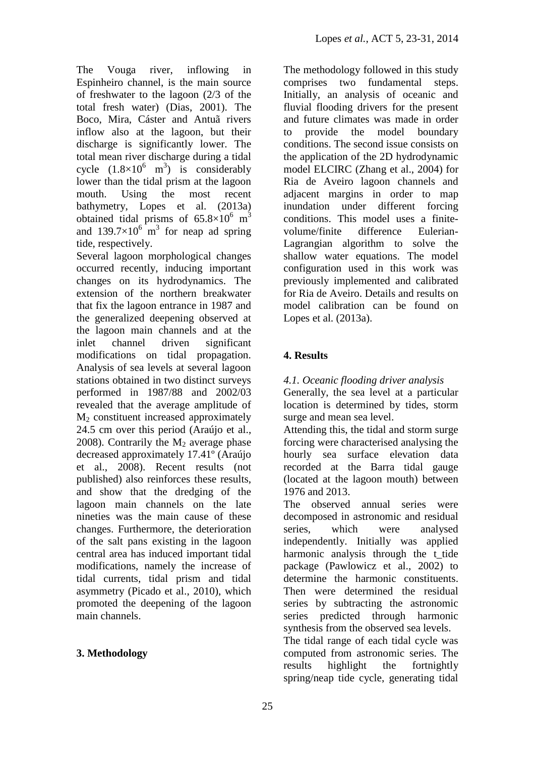The Vouga river, inflowing in Espinheiro channel, is the main source of freshwater to the lagoon (2/3 of the total fresh water) (Dias, 2001). The Boco, Mira, Cáster and Antuã rivers inflow also at the lagoon, but their discharge is significantly lower. The total mean river discharge during a tidal cycle ($1.8\times10^6$ m$^3$) is considerably lower than the tidal prism at the lagoon mouth. Using the most recent bathymetry, Lopes et al. (2013a) obtained tidal prisms of $65.8\times10^6$ m$^3$ and $139.7\times10^6$ m$^3$ for neap ad spring tide, respectively.

Several lagoon morphological changes occurred recently, inducing important changes on its hydrodynamics. The extension of the northern breakwater that fix the lagoon entrance in 1987 and the generalized deepening observed at the lagoon main channels and at the inlet channel driven significant modifications on tidal propagation. Analysis of sea levels at several lagoon stations obtained in two distinct surveys performed in 1987/88 and 2002/03 revealed that the average amplitude of $M_2$ constituent increased approximately 24.5 cm over this period (Araújo et al., 2008). Contrarily the $M_2$ average phase decreased approximately 17.41º (Araújo et al., 2008). Recent results (not published) also reinforces these results, and show that the dredging of the lagoon main channels on the late nineties was the main cause of these changes. Furthermore, the deterioration of the salt pans existing in the lagoon central area has induced important tidal modifications, namely the increase of tidal currents, tidal prism and tidal asymmetry (Picado et al., 2010), which promoted the deepening of the lagoon main channels.

## 3. Methodology

The methodology followed in this study comprises two fundamental steps. Initially, an analysis of oceanic and fluvial flooding drivers for the present and future climates was made in order to provide the model boundary conditions. The second issue consists on the application of the 2D hydrodynamic model ELCIRC (Zhang et al., 2004) for Ria de Aveiro lagoon channels and adjacent margins in order to map inundation under different forcing conditions. This model uses a finite-volume/finite difference Eulerian-Lagrangian algorithm to solve the shallow water equations. The model configuration used in this work was previously implemented and calibrated for Ria de Aveiro. Details and results on model calibration can be found on Lopes et al. (2013a).

## 4. Results

### *4.1. Oceanic flooding driver analysis*

Generally, the sea level at a particular location is determined by tides, storm surge and mean sea level.

Attending this, the tidal and storm surge forcing were characterised analysing the hourly sea surface elevation data recorded at the Barra tidal gauge (located at the lagoon mouth) between 1976 and 2013.

The observed annual series were decomposed in astronomic and residual series, which were analysed independently. Initially was applied harmonic analysis through the t_tide package (Pawlowicz et al., 2002) to determine the harmonic constituents. Then were determined the residual series by subtracting the astronomic series predicted through harmonic synthesis from the observed sea levels.

The tidal range of each tidal cycle was computed from astronomic series. The results highlight the fortnightly spring/neap tide cycle, generating tidal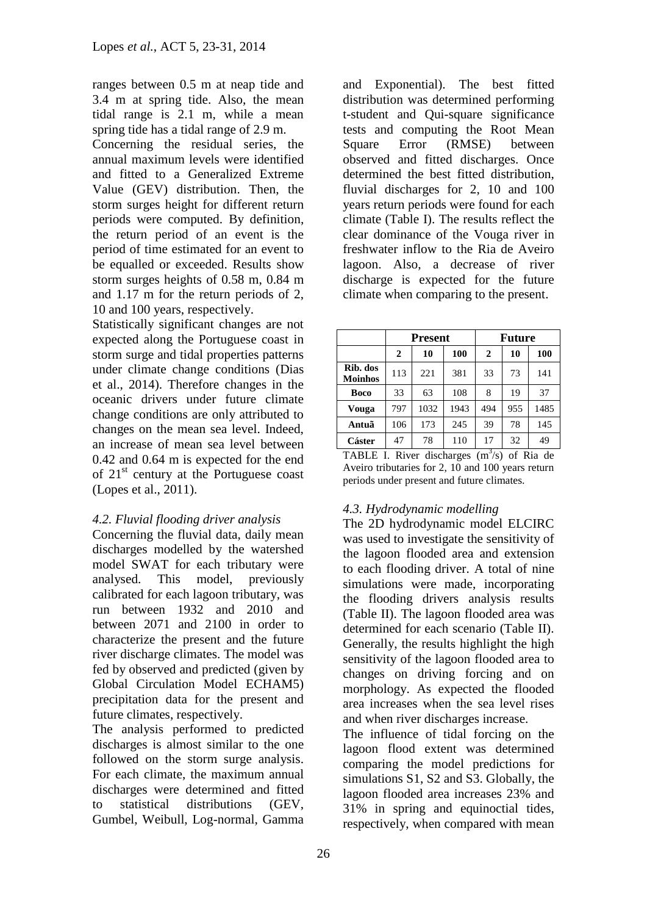ranges between 0.5 m at neap tide and 3.4 m at spring tide. Also, the mean tidal range is 2.1 m, while a mean spring tide has a tidal range of 2.9 m.

Concerning the residual series, the annual maximum levels were identified and fitted to a Generalized Extreme Value (GEV) distribution. Then, the storm surges height for different return periods were computed. By definition, the return period of an event is the period of time estimated for an event to be equalled or exceeded. Results show storm surges heights of 0.58 m, 0.84 m and 1.17 m for the return periods of 2, 10 and 100 years, respectively.

Statistically significant changes are not expected along the Portuguese coast in storm surge and tidal properties patterns under climate change conditions (Dias et al., 2014). Therefore changes in the oceanic drivers under future climate change conditions are only attributed to changes on the mean sea level. Indeed, an increase of mean sea level between 0.42 and 0.64 m is expected for the end of 21st century at the Portuguese coast (Lopes et al., 2011).

### *4.2. Fluvial flooding driver analysis*

Concerning the fluvial data, daily mean discharges modelled by the watershed model SWAT for each tributary were analysed. This model, previously calibrated for each lagoon tributary, was run between 1932 and 2010 and between 2071 and 2100 in order to characterize the present and the future river discharge climates. The model was fed by observed and predicted (given by Global Circulation Model ECHAM5) precipitation data for the present and future climates, respectively.

The analysis performed to predicted discharges is almost similar to the one followed on the storm surge analysis. For each climate, the maximum annual discharges were determined and fitted to statistical distributions (GEV, Gumbel, Weibull, Log-normal, Gamma and Exponential). The best fitted distribution was determined performing t-student and Qui-square significance tests and computing the Root Mean Square Error (RMSE) between observed and fitted discharges. Once determined the best fitted distribution, fluvial discharges for 2, 10 and 100 years return periods were found for each climate (Table I). The results reflect the clear dominance of the Vouga river in freshwater inflow to the Ria de Aveiro lagoon. Also, a decrease of river discharge is expected for the future climate when comparing to the present.

| | **Present** | | | **Future** | | |
|---|---|---|---|---|---|---|
| | **2** | **10** | **100** | **2** | **10** | **100** |
| **Rib. dos Moinhos** | 113 | 221 | 381 | 33 | 73 | 141 |
| **Boco** | 33 | 63 | 108 | 8 | 19 | 37 |
| **Vouga** | 797 | 1032 | 1943 | 494 | 955 | 1485 |
| **Antuã** | 106 | 173 | 245 | 39 | 78 | 145 |
| **Cáster** | 47 | 78 | 110 | 17 | 32 | 49 |

TABLE I. River discharges ($m^3/s$) of Ria de Aveiro tributaries for 2, 10 and 100 years return periods under present and future climates.

### *4.3. Hydrodynamic modelling*

The 2D hydrodynamic model ELCIRC was used to investigate the sensitivity of the lagoon flooded area and extension to each flooding driver. A total of nine simulations were made, incorporating the flooding drivers analysis results (Table II). The lagoon flooded area was determined for each scenario (Table II). Generally, the results highlight the high sensitivity of the lagoon flooded area to changes on driving forcing and on morphology. As expected the flooded area increases when the sea level rises and when river discharges increase.

The influence of tidal forcing on the lagoon flood extent was determined comparing the model predictions for simulations S1, S2 and S3. Globally, the lagoon flooded area increases 23% and 31% in spring and equinoctial tides, respectively, when compared with mean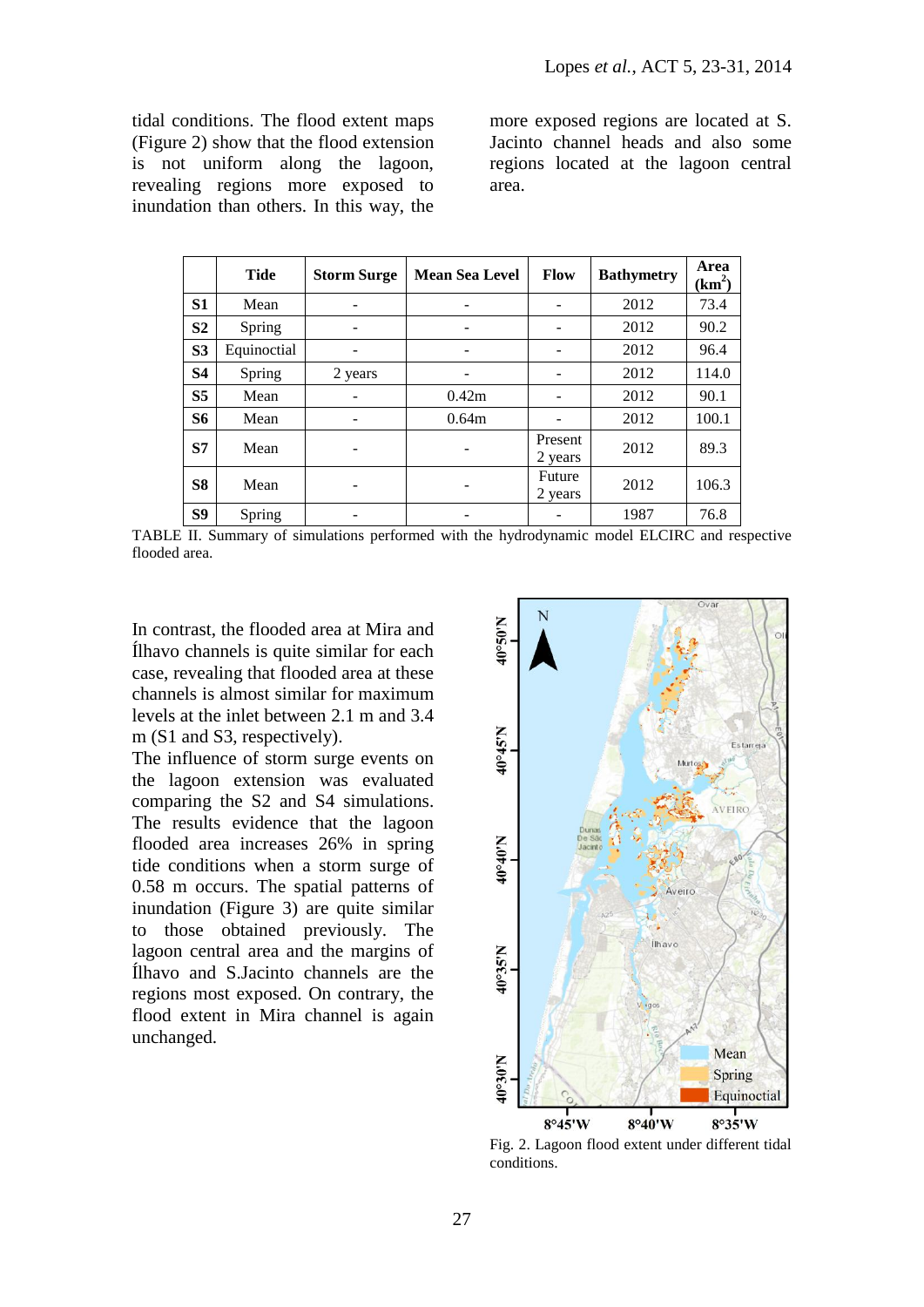tidal conditions. The flood extent maps (Figure 2) show that the flood extension is not uniform along the lagoon, revealing regions more exposed to inundation than others. In this way, the more exposed regions are located at S. Jacinto channel heads and also some regions located at the lagoon central area.

| | Tide | Storm Surge | Mean Sea Level | Flow | Bathymetry | Area (km$^2$) |
|---|---|---|---|---|---|---|
| **S1** | Mean | - | - | - | 2012 | 73.4 |
| **S2** | Spring | - | - | - | 2012 | 90.2 |
| **S3** | Equinoctial | - | - | - | 2012 | 96.4 |
| **S4** | Spring | 2 years | - | - | 2012 | 114.0 |
| **S5** | Mean | - | 0.42m | - | 2012 | 90.1 |
| **S6** | Mean | - | 0.64m | - | 2012 | 100.1 |
| **S7** | Mean | - | - | Present 2 years | 2012 | 89.3 |
| **S8** | Mean | - | - | Future 2 years | 2012 | 106.3 |
| **S9** | Spring | - | - | - | 1987 | 76.8 |

TABLE II. Summary of simulations performed with the hydrodynamic model ELCIRC and respective flooded area.

In contrast, the flooded area at Mira and Ílhavo channels is quite similar for each case, revealing that flooded area at these channels is almost similar for maximum levels at the inlet between 2.1 m and 3.4 m (S1 and S3, respectively).

The influence of storm surge events on the lagoon extension was evaluated comparing the S2 and S4 simulations. The results evidence that the lagoon flooded area increases 26% in spring tide conditions when a storm surge of 0.58 m occurs. The spatial patterns of inundation (Figure 3) are quite similar to those obtained previously. The lagoon central area and the margins of Ílhavo and S.Jacinto channels are the regions most exposed. On contrary, the flood extent in Mira channel is again unchanged.

Fig. 2. Lagoon flood extent under different tidal conditions.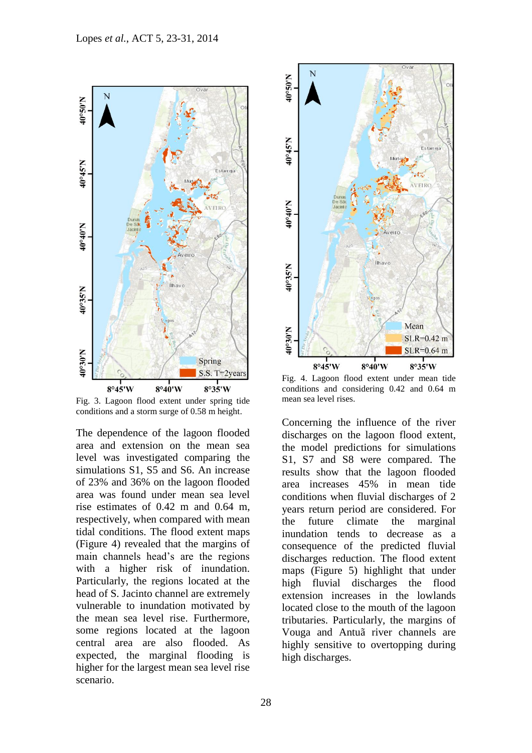Fig. 3. Lagoon flood extent under spring tide conditions and a storm surge of 0.58 m height.

The dependence of the lagoon flooded area and extension on the mean sea level was investigated comparing the simulations S1, S5 and S6. An increase of 23% and 36% on the lagoon flooded area was found under mean sea level rise estimates of 0.42 m and 0.64 m, respectively, when compared with mean tidal conditions. The flood extent maps (Figure 4) revealed that the margins of main channels head's are the regions with a higher risk of inundation. Particularly, the regions located at the head of S. Jacinto channel are extremely vulnerable to inundation motivated by the mean sea level rise. Furthermore, some regions located at the lagoon central area are also flooded. As expected, the marginal flooding is higher for the largest mean sea level rise scenario.

Fig. 4. Lagoon flood extent under mean tide conditions and considering 0.42 and 0.64 m mean sea level rises.

Concerning the influence of the river discharges on the lagoon flood extent, the model predictions for simulations S1, S7 and S8 were compared. The results show that the lagoon flooded area increases 45% in mean tide conditions when fluvial discharges of 2 years return period are considered. For the future climate the marginal inundation tends to decrease as a consequence of the predicted fluvial discharges reduction. The flood extent maps (Figure 5) highlight that under high fluvial discharges the flood extension increases in the lowlands located close to the mouth of the lagoon tributaries. Particularly, the margins of Vouga and Antuã river channels are highly sensitive to overtopping during high discharges.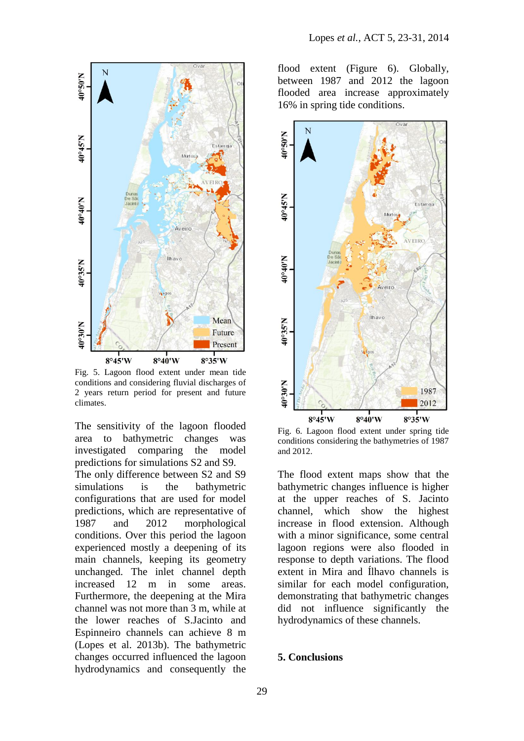Fig. 5. Lagoon flood extent under mean tide conditions and considering fluvial discharges of 2 years return period for present and future climates.

The sensitivity of the lagoon flooded area to bathymetric changes was investigated comparing the model predictions for simulations S2 and S9. The only difference between S2 and S9 simulations is the bathymetric configurations that are used for model predictions, which are representative of 1987 and 2012 morphological conditions. Over this period the lagoon experienced mostly a deepening of its main channels, keeping its geometry unchanged. The inlet channel depth increased 12 m in some areas. Furthermore, the deepening at the Mira channel was not more than 3 m, while at the lower reaches of S.Jacinto and Espinneiro channels can achieve 8 m (Lopes et al. 2013b). The bathymetric changes occurred influenced the lagoon hydrodynamics and consequently the flood extent (Figure 6). Globally, between 1987 and 2012 the lagoon flooded area increase approximately 16% in spring tide conditions.

Fig. 6. Lagoon flood extent under spring tide conditions considering the bathymetries of 1987 and 2012.

The flood extent maps show that the bathymetric changes influence is higher at the upper reaches of S. Jacinto channel, which show the highest increase in flood extension. Although with a minor significance, some central lagoon regions were also flooded in response to depth variations. The flood extent in Mira and Ílhavo channels is similar for each model configuration, demonstrating that bathymetric changes did not influence significantly the hydrodynamics of these channels.

## 5. Conclusions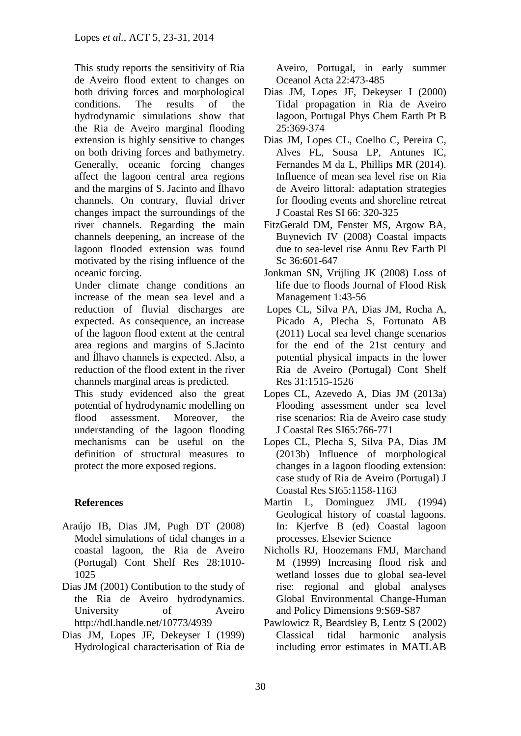This study reports the sensitivity of Ria de Aveiro flood extent to changes on both driving forces and morphological conditions. The results of the hydrodynamic simulations show that the Ria de Aveiro marginal flooding extension is highly sensitive to changes on both driving forces and bathymetry. Generally, oceanic forcing changes affect the lagoon central area regions and the margins of S. Jacinto and Ílhavo channels. On contrary, fluvial driver changes impact the surroundings of the river channels. Regarding the main channels deepening, an increase of the lagoon flooded extension was found motivated by the rising influence of the oceanic forcing.

Under climate change conditions an increase of the mean sea level and a reduction of fluvial discharges are expected. As consequence, an increase of the lagoon flood extent at the central area regions and margins of S.Jacinto and Ílhavo channels is expected. Also, a reduction of the flood extent in the river channels marginal areas is predicted.

This study evidenced also the great potential of hydrodynamic modelling on flood assessment. Moreover, the understanding of the lagoon flooding mechanisms can be useful on the definition of structural measures to protect the more exposed regions.

## References

Araújo IB, Dias JM, Pugh DT (2008) Model simulations of tidal changes in a coastal lagoon, the Ria de Aveiro (Portugal) Cont Shelf Res 28:1010-1025

Dias JM (2001) Contibution to the study of the Ria de Aveiro hydrodynamics. University of Aveiro http://hdl.handle.net/10773/4939

Dias JM, Lopes JF, Dekeyser I (1999) Hydrological characterisation of Ria de Aveiro, Portugal, in early summer Oceanol Acta 22:473-485

Dias JM, Lopes JF, Dekeyser I (2000) Tidal propagation in Ria de Aveiro lagoon, Portugal Phys Chem Earth Pt B 25:369-374

Dias JM, Lopes CL, Coelho C, Pereira C, Alves FL, Sousa LP, Antunes IC, Fernandes M da L, Phillips MR (2014). Influence of mean sea level rise on Ria de Aveiro littoral: adaptation strategies for flooding events and shoreline retreat J Coastal Res SI 66: 320-325

FitzGerald DM, Fenster MS, Argow BA, Buynevich IV (2008) Coastal impacts due to sea-level rise Annu Rev Earth Pl Sc 36:601-647

Jonkman SN, Vrijling JK (2008) Loss of life due to floods Journal of Flood Risk Management 1:43-56

Lopes CL, Silva PA, Dias JM, Rocha A, Picado A, Plecha S, Fortunato AB (2011) Local sea level change scenarios for the end of the 21st century and potential physical impacts in the lower Ria de Aveiro (Portugal) Cont Shelf Res 31:1515-1526

Lopes CL, Azevedo A, Dias JM (2013a) Flooding assessment under sea level rise scenarios: Ria de Aveiro case study J Coastal Res SI65:766-771

Lopes CL, Plecha S, Silva PA, Dias JM (2013b) Influence of morphological changes in a lagoon flooding extension: case study of Ria de Aveiro (Portugal) J Coastal Res SI65:1158-1163

Martin L, Dominguez JML (1994) Geological history of coastal lagoons. In: Kjerfve B (ed) Coastal lagoon processes. Elsevier Science

Nicholls RJ, Hoozemans FMJ, Marchand M (1999) Increasing flood risk and wetland losses due to global sea-level rise: regional and global analyses Global Environmental Change-Human and Policy Dimensions 9:S69-S87

Pawlowicz R, Beardsley B, Lentz S (2002) Classical tidal harmonic analysis including error estimates in MATLAB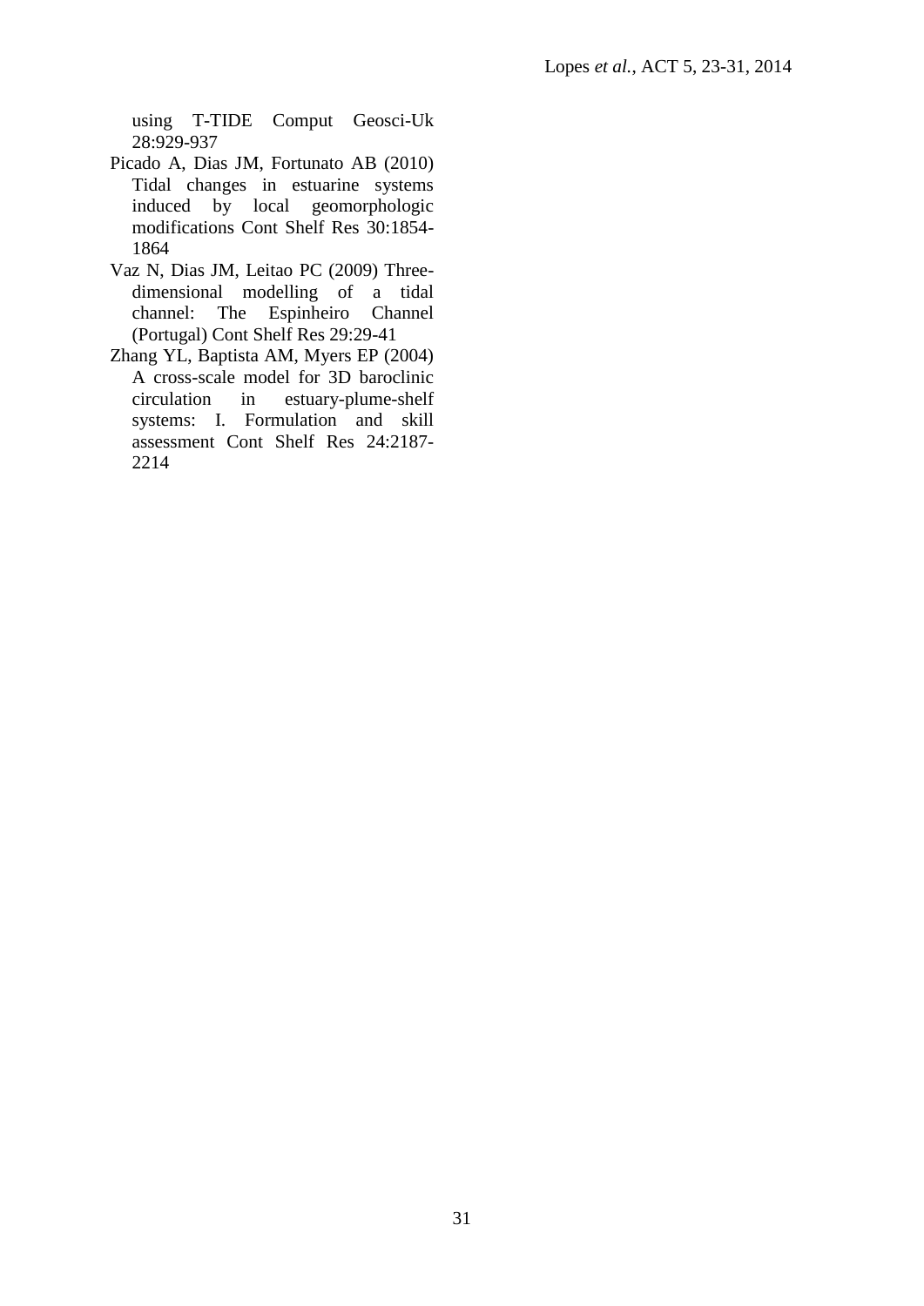using T-TIDE Comput Geosci-Uk 28:929-937

Picado A, Dias JM, Fortunato AB (2010) Tidal changes in estuarine systems induced by local geomorphologic modifications Cont Shelf Res 30:1854-1864

Vaz N, Dias JM, Leitao PC (2009) Three-dimensional modelling of a tidal channel: The Espinheiro Channel (Portugal) Cont Shelf Res 29:29-41

Zhang YL, Baptista AM, Myers EP (2004) A cross-scale model for 3D baroclinic circulation in estuary-plume-shelf systems: I. Formulation and skill assessment Cont Shelf Res 24:2187-2214